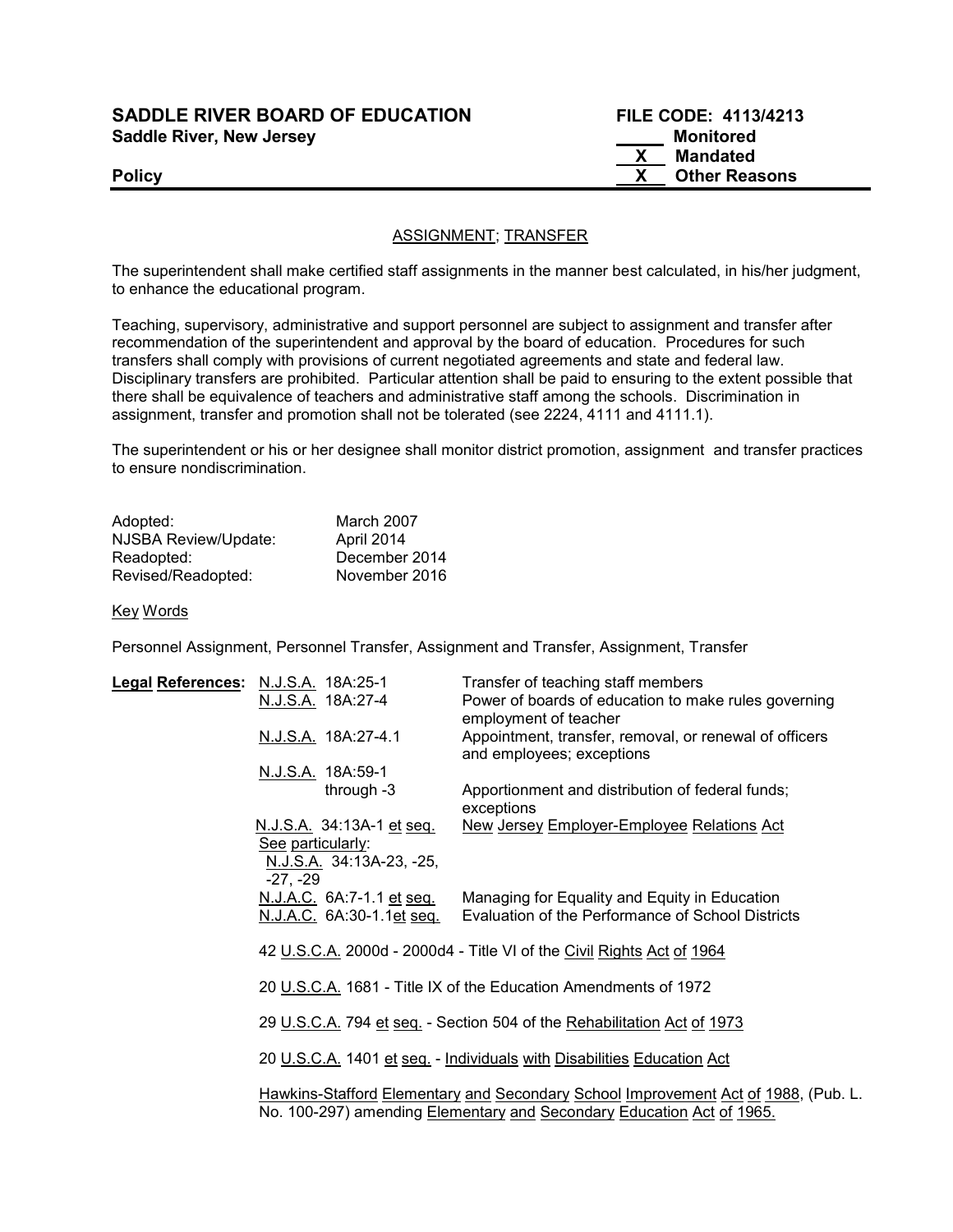**SADDLE RIVER BOARD OF EDUCATION**
**Saddle River, New Jersey**

**Policy**

**FILE CODE: 4113/4213**

_____ **Monitored**
__X__ **Mandated**
__X__ **Other Reasons**

## ASSIGNMENT; TRANSFER

The superintendent shall make certified staff assignments in the manner best calculated, in his/her judgment, to enhance the educational program.

Teaching, supervisory, administrative and support personnel are subject to assignment and transfer after recommendation of the superintendent and approval by the board of education. Procedures for such transfers shall comply with provisions of current negotiated agreements and state and federal law. Disciplinary transfers are prohibited. Particular attention shall be paid to ensuring to the extent possible that there shall be equivalence of teachers and administrative staff among the schools. Discrimination in assignment, transfer and promotion shall not be tolerated (see 2224, 4111 and 4111.1).

The superintendent or his or her designee shall monitor district promotion, assignment and transfer practices to ensure nondiscrimination.

| | |
|---|---|
| Adopted: | March 2007 |
| NJSBA Review/Update: | April 2014 |
| Readopted: | December 2014 |
| Revised/Readopted: | November 2016 |

Key Words

Personnel Assignment, Personnel Transfer, Assignment and Transfer, Assignment, Transfer

| **Legal References:** | | |
|---|---|---|
| | N.J.S.A. 18A:25-1 | Transfer of teaching staff members |
| | N.J.S.A. 18A:27-4 | Power of boards of education to make rules governing employment of teacher |
| | N.J.S.A. 18A:27-4.1 | Appointment, transfer, removal, or renewal of officers and employees; exceptions |
| | N.J.S.A. 18A:59-1 through -3 | Apportionment and distribution of federal funds; exceptions |
| | N.J.S.A. 34:13A-1 et seq. See particularly: N.J.S.A. 34:13A-23, -25, -27, -29 | New Jersey Employer-Employee Relations Act |
| | N.J.A.C. 6A:7-1.1 et seq. | Managing for Equality and Equity in Education |
| | N.J.A.C. 6A:30-1.1et seq. | Evaluation of the Performance of School Districts |

42 U.S.C.A. 2000d - 2000d4 - Title VI of the Civil Rights Act of 1964

20 U.S.C.A. 1681 - Title IX of the Education Amendments of 1972

29 U.S.C.A. 794 et seq. - Section 504 of the Rehabilitation Act of 1973

20 U.S.C.A. 1401 et seq. - Individuals with Disabilities Education Act

Hawkins-Stafford Elementary and Secondary School Improvement Act of 1988, (Pub. L. No. 100-297) amending Elementary and Secondary Education Act of 1965.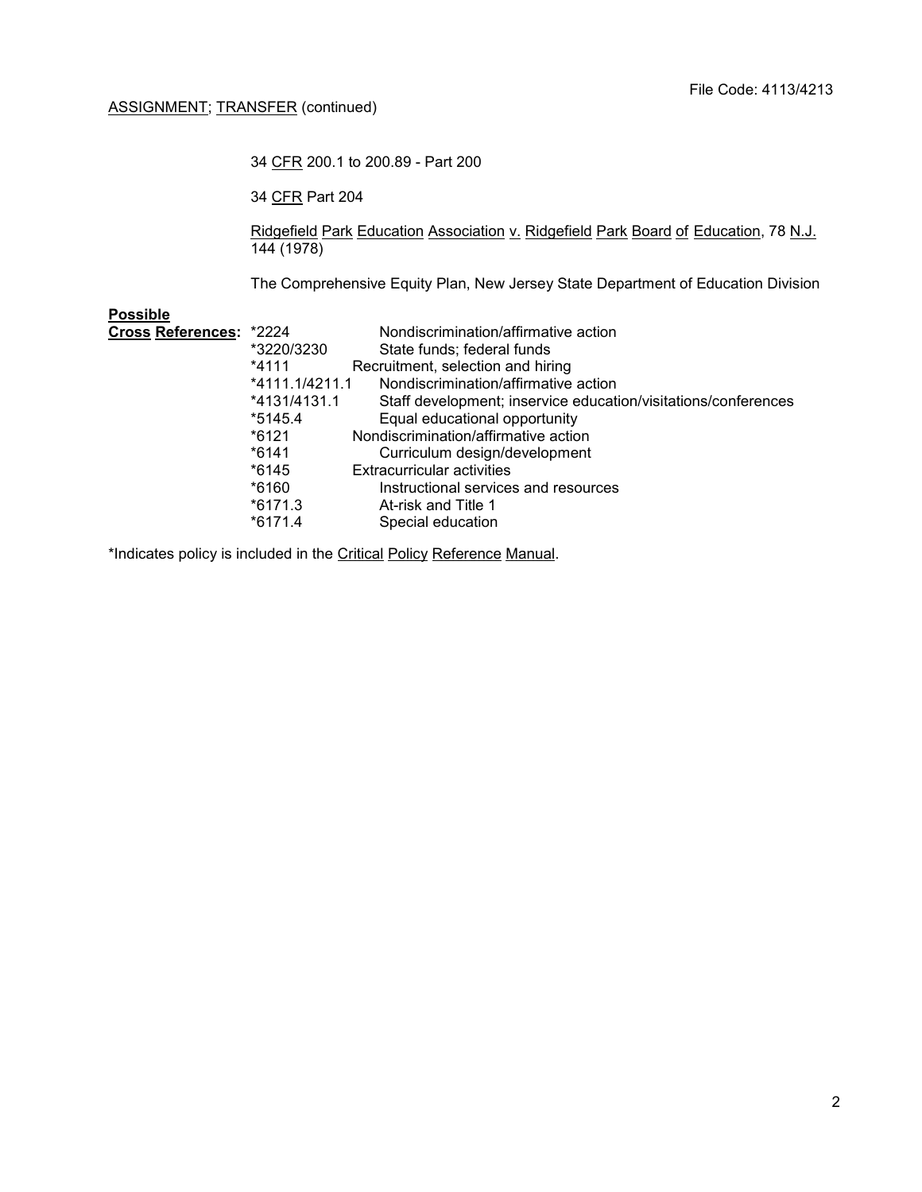ASSIGNMENT; TRANSFER (continued)

34 CFR 200.1 to 200.89 - Part 200

34 CFR Part 204

Ridgefield Park Education Association v. Ridgefield Park Board of Education, 78 N.J. 144 (1978)

The Comprehensive Equity Plan, New Jersey State Department of Education Division

**Possible Cross References:**

| | |
|---|---|
| *2224 | Nondiscrimination/affirmative action |
| *3220/3230 | State funds; federal funds |
| *4111 | Recruitment, selection and hiring |
| *4111.1/4211.1 | Nondiscrimination/affirmative action |
| *4131/4131.1 | Staff development; inservice education/visitations/conferences |
| *5145.4 | Equal educational opportunity |
| *6121 | Nondiscrimination/affirmative action |
| *6141 | Curriculum design/development |
| *6145 | Extracurricular activities |
| *6160 | Instructional services and resources |
| *6171.3 | At-risk and Title 1 |
| *6171.4 | Special education |

*Indicates policy is included in the Critical Policy Reference Manual.